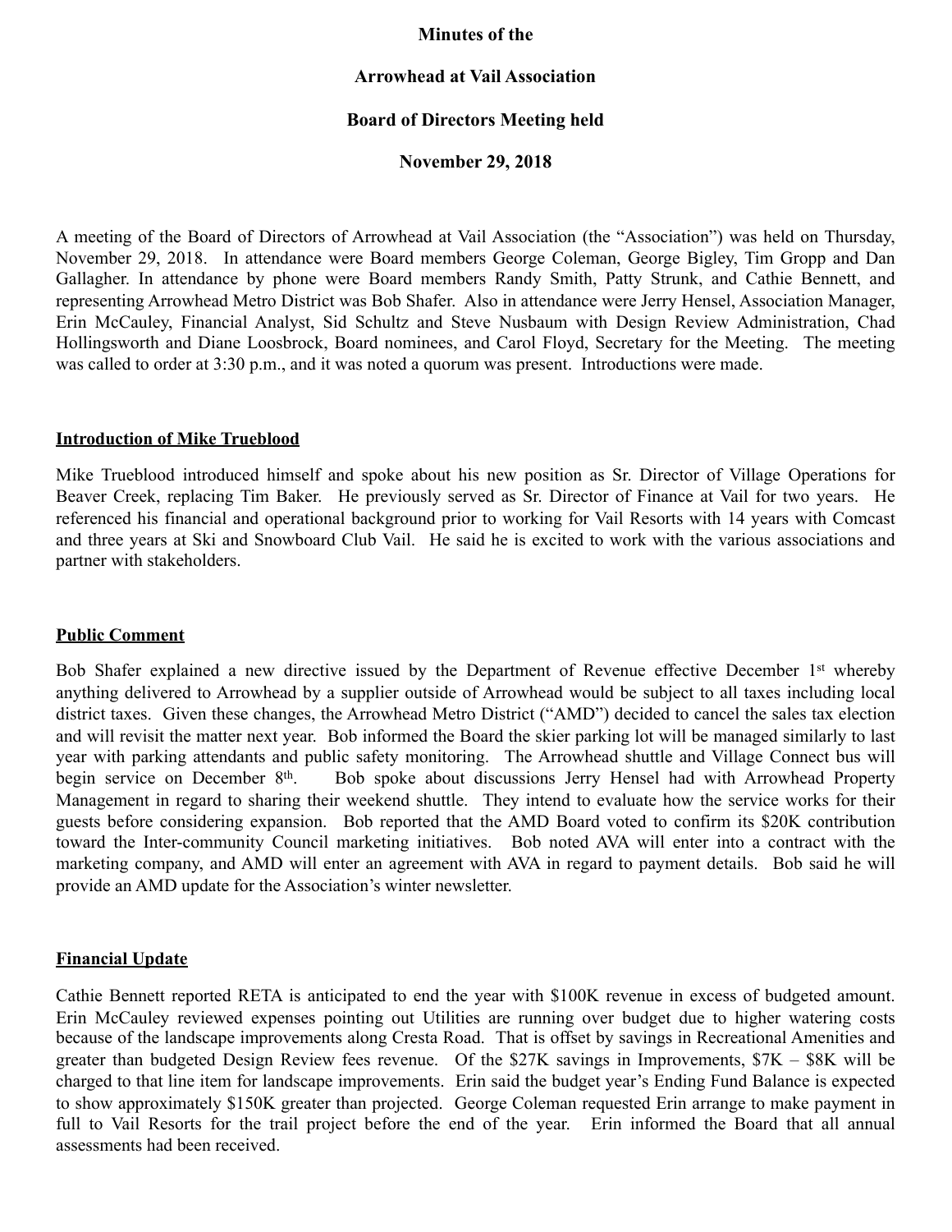# Minutes of the

# Arrowhead at Vail Association

# Board of Directors Meeting held

# November 29, 2018

A meeting of the Board of Directors of Arrowhead at Vail Association (the "Association") was held on Thursday, November 29, 2018. In attendance were Board members George Coleman, George Bigley, Tim Gropp and Dan Gallagher. In attendance by phone were Board members Randy Smith, Patty Strunk, and Cathie Bennett, and representing Arrowhead Metro District was Bob Shafer. Also in attendance were Jerry Hensel, Association Manager, Erin McCauley, Financial Analyst, Sid Schultz and Steve Nusbaum with Design Review Administration, Chad Hollingsworth and Diane Loosbrock, Board nominees, and Carol Floyd, Secretary for the Meeting. The meeting was called to order at 3:30 p.m., and it was noted a quorum was present. Introductions were made.

## Introduction of Mike Trueblood

Mike Trueblood introduced himself and spoke about his new position as Sr. Director of Village Operations for Beaver Creek, replacing Tim Baker. He previously served as Sr. Director of Finance at Vail for two years. He referenced his financial and operational background prior to working for Vail Resorts with 14 years with Comcast and three years at Ski and Snowboard Club Vail. He said he is excited to work with the various associations and partner with stakeholders.

## Public Comment

Bob Shafer explained a new directive issued by the Department of Revenue effective December 1st whereby anything delivered to Arrowhead by a supplier outside of Arrowhead would be subject to all taxes including local district taxes. Given these changes, the Arrowhead Metro District ("AMD") decided to cancel the sales tax election and will revisit the matter next year. Bob informed the Board the skier parking lot will be managed similarly to last year with parking attendants and public safety monitoring. The Arrowhead shuttle and Village Connect bus will begin service on December 8th. Bob spoke about discussions Jerry Hensel had with Arrowhead Property Management in regard to sharing their weekend shuttle. They intend to evaluate how the service works for their guests before considering expansion. Bob reported that the AMD Board voted to confirm its $20K contribution toward the Inter-community Council marketing initiatives. Bob noted AVA will enter into a contract with the marketing company, and AMD will enter an agreement with AVA in regard to payment details. Bob said he will provide an AMD update for the Association's winter newsletter.

## Financial Update

Cathie Bennett reported RETA is anticipated to end the year with $100K revenue in excess of budgeted amount. Erin McCauley reviewed expenses pointing out Utilities are running over budget due to higher watering costs because of the landscape improvements along Cresta Road. That is offset by savings in Recreational Amenities and greater than budgeted Design Review fees revenue. Of the $27K savings in Improvements, $7K – $8K will be charged to that line item for landscape improvements. Erin said the budget year's Ending Fund Balance is expected to show approximately $150K greater than projected. George Coleman requested Erin arrange to make payment in full to Vail Resorts for the trail project before the end of the year. Erin informed the Board that all annual assessments had been received.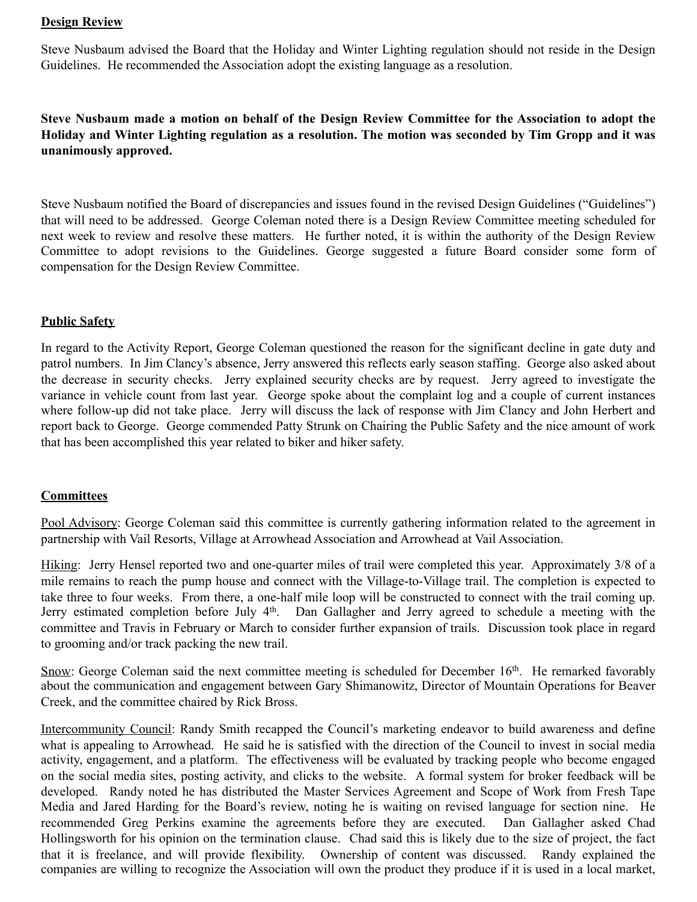**Design Review**

Steve Nusbaum advised the Board that the Holiday and Winter Lighting regulation should not reside in the Design Guidelines. He recommended the Association adopt the existing language as a resolution.

**Steve Nusbaum made a motion on behalf of the Design Review Committee for the Association to adopt the Holiday and Winter Lighting regulation as a resolution. The motion was seconded by Tim Gropp and it was unanimously approved.**

Steve Nusbaum notified the Board of discrepancies and issues found in the revised Design Guidelines ("Guidelines") that will need to be addressed. George Coleman noted there is a Design Review Committee meeting scheduled for next week to review and resolve these matters. He further noted, it is within the authority of the Design Review Committee to adopt revisions to the Guidelines. George suggested a future Board consider some form of compensation for the Design Review Committee.

**Public Safety**

In regard to the Activity Report, George Coleman questioned the reason for the significant decline in gate duty and patrol numbers. In Jim Clancy's absence, Jerry answered this reflects early season staffing. George also asked about the decrease in security checks. Jerry explained security checks are by request. Jerry agreed to investigate the variance in vehicle count from last year. George spoke about the complaint log and a couple of current instances where follow-up did not take place. Jerry will discuss the lack of response with Jim Clancy and John Herbert and report back to George. George commended Patty Strunk on Chairing the Public Safety and the nice amount of work that has been accomplished this year related to biker and hiker safety.

**Committees**

Pool Advisory: George Coleman said this committee is currently gathering information related to the agreement in partnership with Vail Resorts, Village at Arrowhead Association and Arrowhead at Vail Association.

Hiking: Jerry Hensel reported two and one-quarter miles of trail were completed this year. Approximately 3/8 of a mile remains to reach the pump house and connect with the Village-to-Village trail. The completion is expected to take three to four weeks. From there, a one-half mile loop will be constructed to connect with the trail coming up. Jerry estimated completion before July 4th. Dan Gallagher and Jerry agreed to schedule a meeting with the committee and Travis in February or March to consider further expansion of trails. Discussion took place in regard to grooming and/or track packing the new trail.

Snow: George Coleman said the next committee meeting is scheduled for December 16th. He remarked favorably about the communication and engagement between Gary Shimanowitz, Director of Mountain Operations for Beaver Creek, and the committee chaired by Rick Bross.

Intercommunity Council: Randy Smith recapped the Council's marketing endeavor to build awareness and define what is appealing to Arrowhead. He said he is satisfied with the direction of the Council to invest in social media activity, engagement, and a platform. The effectiveness will be evaluated by tracking people who become engaged on the social media sites, posting activity, and clicks to the website. A formal system for broker feedback will be developed. Randy noted he has distributed the Master Services Agreement and Scope of Work from Fresh Tape Media and Jared Harding for the Board's review, noting he is waiting on revised language for section nine. He recommended Greg Perkins examine the agreements before they are executed. Dan Gallagher asked Chad Hollingsworth for his opinion on the termination clause. Chad said this is likely due to the size of project, the fact that it is freelance, and will provide flexibility. Ownership of content was discussed. Randy explained the companies are willing to recognize the Association will own the product they produce if it is used in a local market,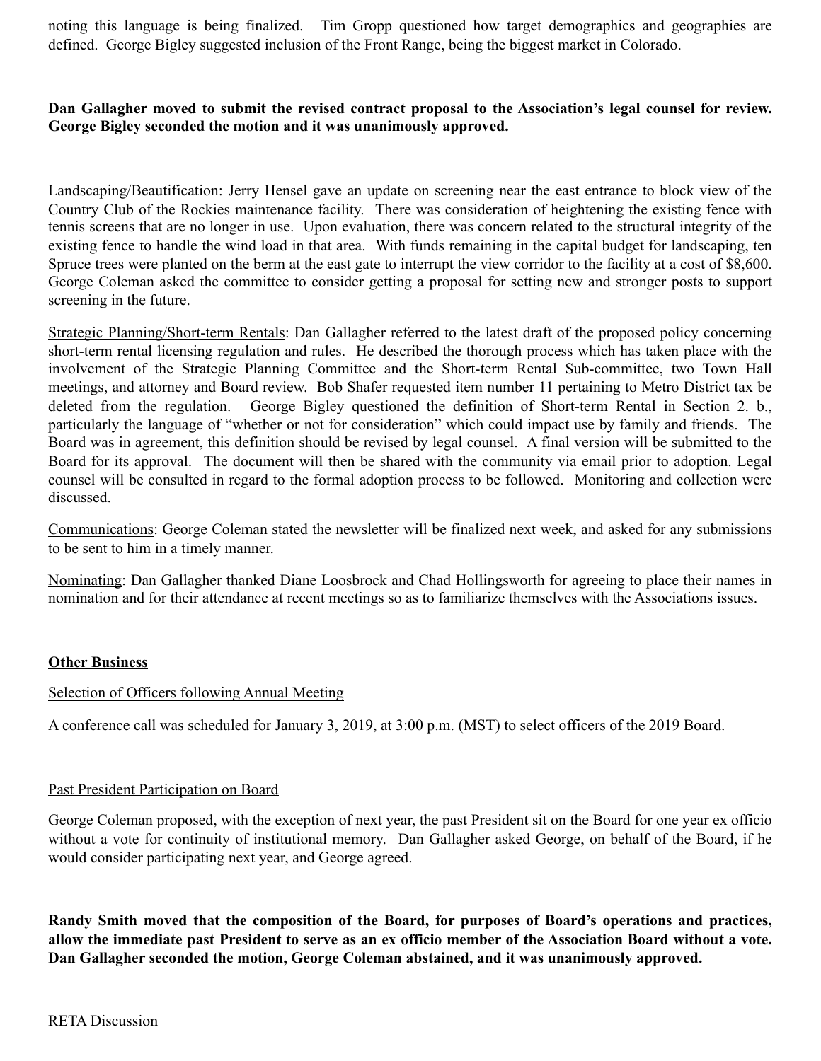noting this language is being finalized. Tim Gropp questioned how target demographics and geographies are defined. George Bigley suggested inclusion of the Front Range, being the biggest market in Colorado.

**Dan Gallagher moved to submit the revised contract proposal to the Association's legal counsel for review. George Bigley seconded the motion and it was unanimously approved.**

Landscaping/Beautification: Jerry Hensel gave an update on screening near the east entrance to block view of the Country Club of the Rockies maintenance facility. There was consideration of heightening the existing fence with tennis screens that are no longer in use. Upon evaluation, there was concern related to the structural integrity of the existing fence to handle the wind load in that area. With funds remaining in the capital budget for landscaping, ten Spruce trees were planted on the berm at the east gate to interrupt the view corridor to the facility at a cost of $8,600. George Coleman asked the committee to consider getting a proposal for setting new and stronger posts to support screening in the future.

Strategic Planning/Short-term Rentals: Dan Gallagher referred to the latest draft of the proposed policy concerning short-term rental licensing regulation and rules. He described the thorough process which has taken place with the involvement of the Strategic Planning Committee and the Short-term Rental Sub-committee, two Town Hall meetings, and attorney and Board review. Bob Shafer requested item number 11 pertaining to Metro District tax be deleted from the regulation. George Bigley questioned the definition of Short-term Rental in Section 2. b., particularly the language of "whether or not for consideration" which could impact use by family and friends. The Board was in agreement, this definition should be revised by legal counsel. A final version will be submitted to the Board for its approval. The document will then be shared with the community via email prior to adoption. Legal counsel will be consulted in regard to the formal adoption process to be followed. Monitoring and collection were discussed.

Communications: George Coleman stated the newsletter will be finalized next week, and asked for any submissions to be sent to him in a timely manner.

Nominating: Dan Gallagher thanked Diane Loosbrock and Chad Hollingsworth for agreeing to place their names in nomination and for their attendance at recent meetings so as to familiarize themselves with the Associations issues.

## Other Business

Selection of Officers following Annual Meeting

A conference call was scheduled for January 3, 2019, at 3:00 p.m. (MST) to select officers of the 2019 Board.

Past President Participation on Board

George Coleman proposed, with the exception of next year, the past President sit on the Board for one year ex officio without a vote for continuity of institutional memory. Dan Gallagher asked George, on behalf of the Board, if he would consider participating next year, and George agreed.

**Randy Smith moved that the composition of the Board, for purposes of Board's operations and practices, allow the immediate past President to serve as an ex officio member of the Association Board without a vote. Dan Gallagher seconded the motion, George Coleman abstained, and it was unanimously approved.**

RETA Discussion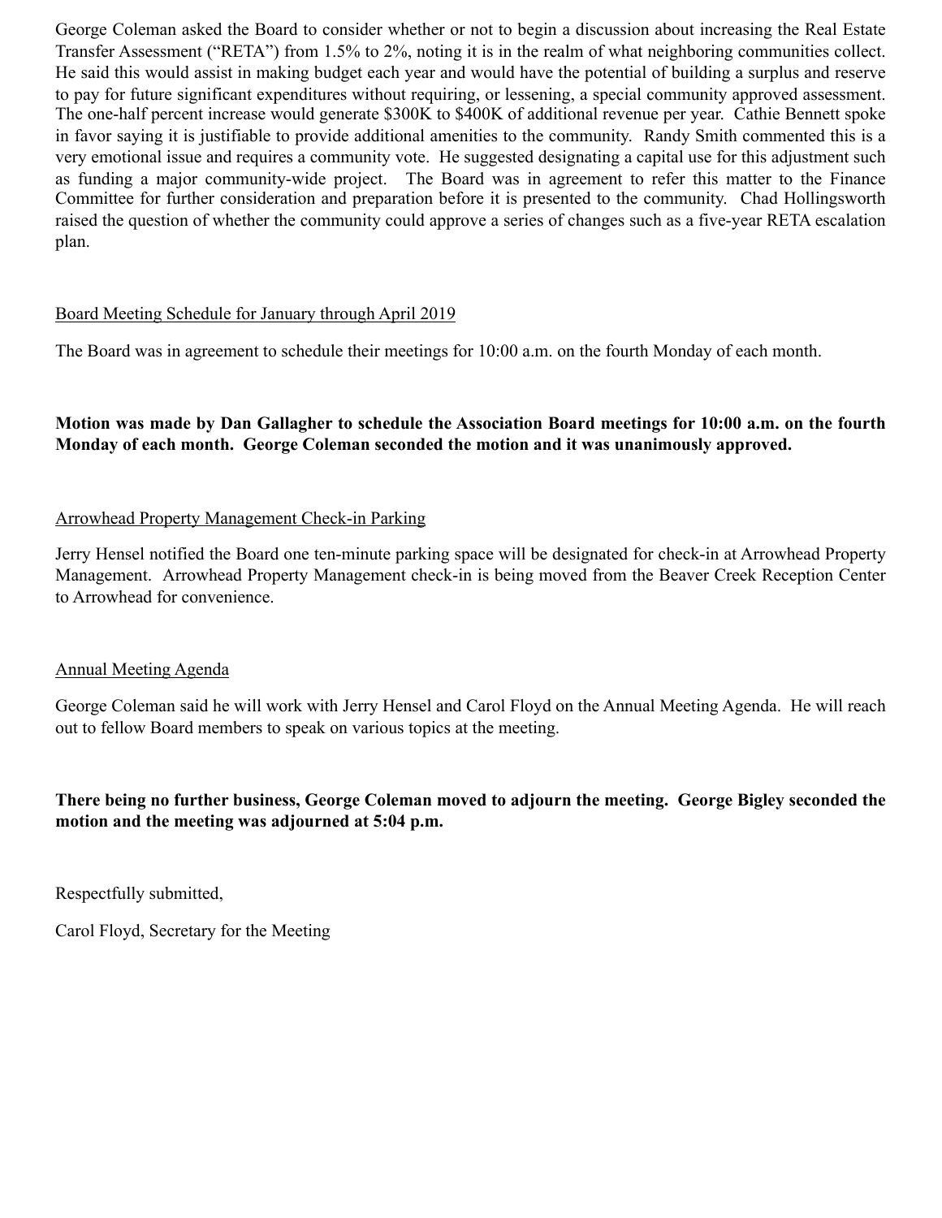George Coleman asked the Board to consider whether or not to begin a discussion about increasing the Real Estate Transfer Assessment ("RETA") from 1.5% to 2%, noting it is in the realm of what neighboring communities collect. He said this would assist in making budget each year and would have the potential of building a surplus and reserve to pay for future significant expenditures without requiring, or lessening, a special community approved assessment. The one-half percent increase would generate $300K to $400K of additional revenue per year. Cathie Bennett spoke in favor saying it is justifiable to provide additional amenities to the community. Randy Smith commented this is a very emotional issue and requires a community vote. He suggested designating a capital use for this adjustment such as funding a major community-wide project. The Board was in agreement to refer this matter to the Finance Committee for further consideration and preparation before it is presented to the community. Chad Hollingsworth raised the question of whether the community could approve a series of changes such as a five-year RETA escalation plan.

<u>Board Meeting Schedule for January through April 2019</u>

The Board was in agreement to schedule their meetings for 10:00 a.m. on the fourth Monday of each month.

**Motion was made by Dan Gallagher to schedule the Association Board meetings for 10:00 a.m. on the fourth Monday of each month. George Coleman seconded the motion and it was unanimously approved.**

<u>Arrowhead Property Management Check-in Parking</u>

Jerry Hensel notified the Board one ten-minute parking space will be designated for check-in at Arrowhead Property Management. Arrowhead Property Management check-in is being moved from the Beaver Creek Reception Center to Arrowhead for convenience.

<u>Annual Meeting Agenda</u>

George Coleman said he will work with Jerry Hensel and Carol Floyd on the Annual Meeting Agenda. He will reach out to fellow Board members to speak on various topics at the meeting.

**There being no further business, George Coleman moved to adjourn the meeting. George Bigley seconded the motion and the meeting was adjourned at 5:04 p.m.**

Respectfully submitted,

Carol Floyd, Secretary for the Meeting